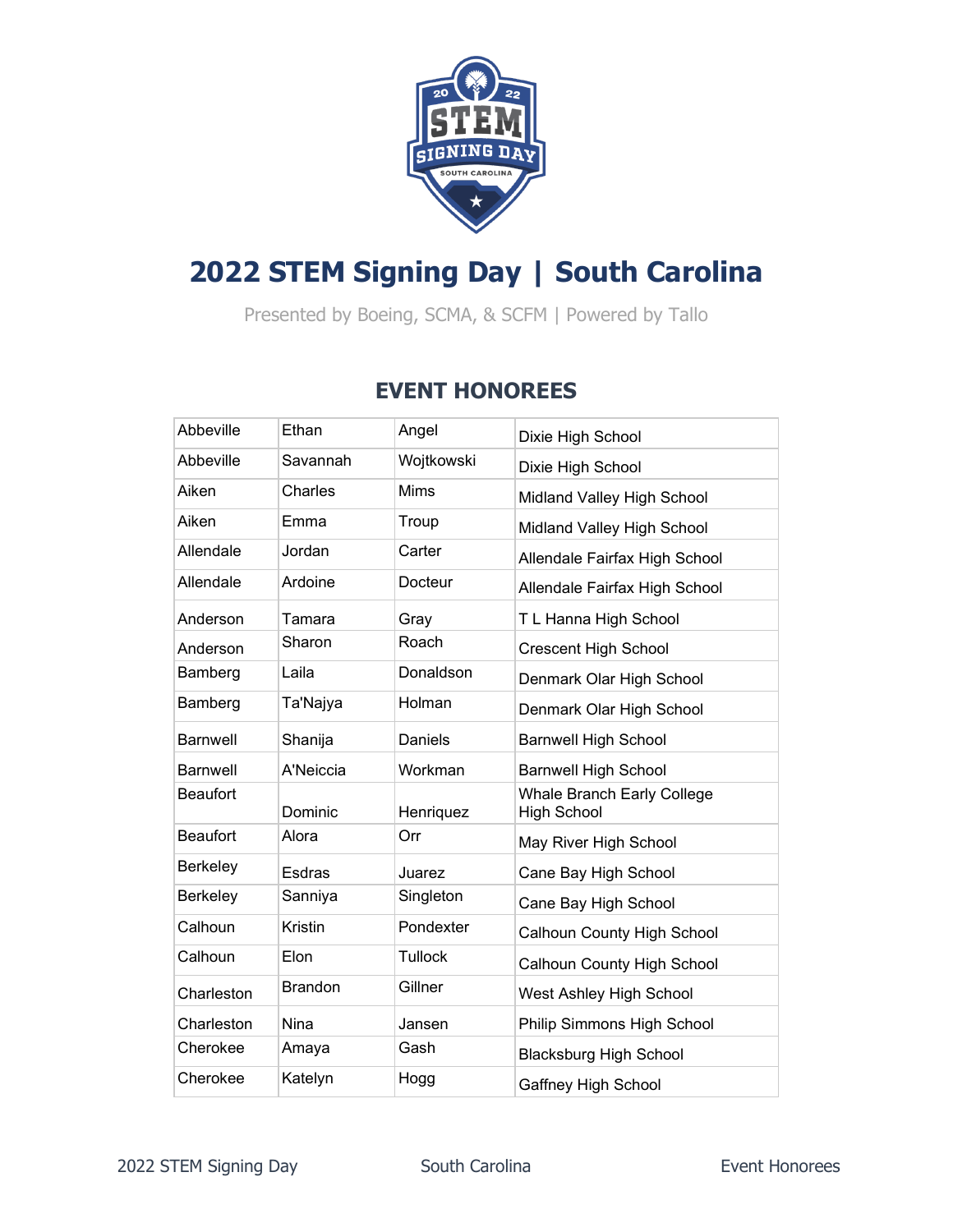# 2022 STEM Signing Day | South Carolina

Presented by Boeing, SCMA, & SCFM | Powered by Tallo

## EVENT HONOREES

| | | | |
|---|---|---|---|
| Abbeville | Ethan | Angel | Dixie High School |
| Abbeville | Savannah | Wojtkowski | Dixie High School |
| Aiken | Charles | Mims | Midland Valley High School |
| Aiken | Emma | Troup | Midland Valley High School |
| Allendale | Jordan | Carter | Allendale Fairfax High School |
| Allendale | Ardoine | Docteur | Allendale Fairfax High School |
| Anderson | Tamara | Gray | T L Hanna High School |
| Anderson | Sharon | Roach | Crescent High School |
| Bamberg | Laila | Donaldson | Denmark Olar High School |
| Bamberg | Ta'Najya | Holman | Denmark Olar High School |
| Barnwell | Shanija | Daniels | Barnwell High School |
| Barnwell | A'Neiccia | Workman | Barnwell High School |
| Beaufort | Dominic | Henriquez | Whale Branch Early College High School |
| Beaufort | Alora | Orr | May River High School |
| Berkeley | Esdras | Juarez | Cane Bay High School |
| Berkeley | Sanniya | Singleton | Cane Bay High School |
| Calhoun | Kristin | Pondexter | Calhoun County High School |
| Calhoun | Elon | Tullock | Calhoun County High School |
| Charleston | Brandon | Gillner | West Ashley High School |
| Charleston | Nina | Jansen | Philip Simmons High School |
| Cherokee | Amaya | Gash | Blacksburg High School |
| Cherokee | Katelyn | Hogg | Gaffney High School |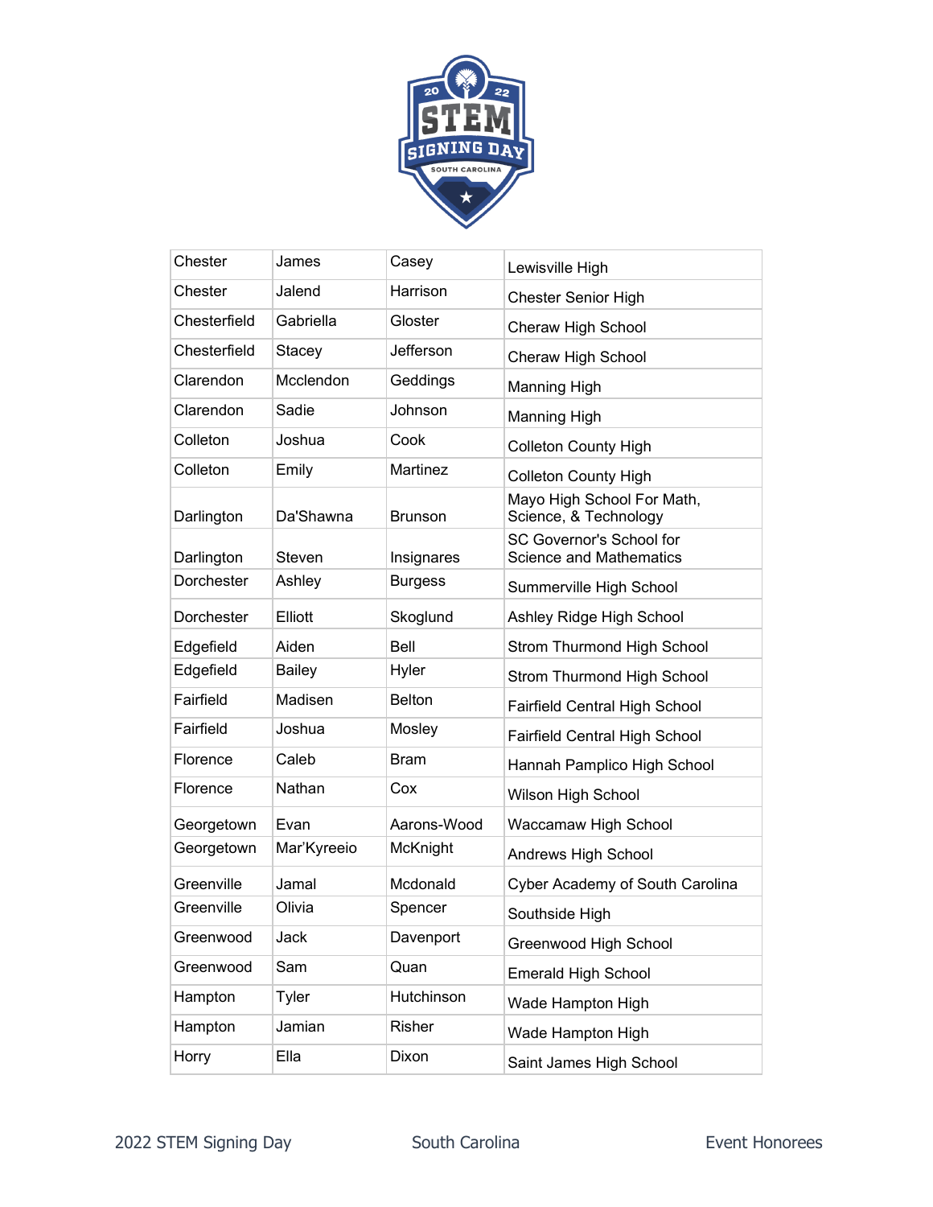| Chester | James | Casey | Lewisville High |
|---|---|---|---|
| Chester | Jalend | Harrison | Chester Senior High |
| Chesterfield | Gabriella | Gloster | Cheraw High School |
| Chesterfield | Stacey | Jefferson | Cheraw High School |
| Clarendon | Mcclendon | Geddings | Manning High |
| Clarendon | Sadie | Johnson | Manning High |
| Colleton | Joshua | Cook | Colleton County High |
| Colleton | Emily | Martinez | Colleton County High |
| Darlington | Da'Shawna | Brunson | Mayo High School For Math, Science, & Technology |
| Darlington | Steven | Insignares | SC Governor's School for Science and Mathematics |
| Dorchester | Ashley | Burgess | Summerville High School |
| Dorchester | Elliott | Skoglund | Ashley Ridge High School |
| Edgefield | Aiden | Bell | Strom Thurmond High School |
| Edgefield | Bailey | Hyler | Strom Thurmond High School |
| Fairfield | Madisen | Belton | Fairfield Central High School |
| Fairfield | Joshua | Mosley | Fairfield Central High School |
| Florence | Caleb | Bram | Hannah Pamplico High School |
| Florence | Nathan | Cox | Wilson High School |
| Georgetown | Evan | Aarons-Wood | Waccamaw High School |
| Georgetown | Mar'Kyreeio | McKnight | Andrews High School |
| Greenville | Jamal | Mcdonald | Cyber Academy of South Carolina |
| Greenville | Olivia | Spencer | Southside High |
| Greenwood | Jack | Davenport | Greenwood High School |
| Greenwood | Sam | Quan | Emerald High School |
| Hampton | Tyler | Hutchinson | Wade Hampton High |
| Hampton | Jamian | Risher | Wade Hampton High |
| Horry | Ella | Dixon | Saint James High School |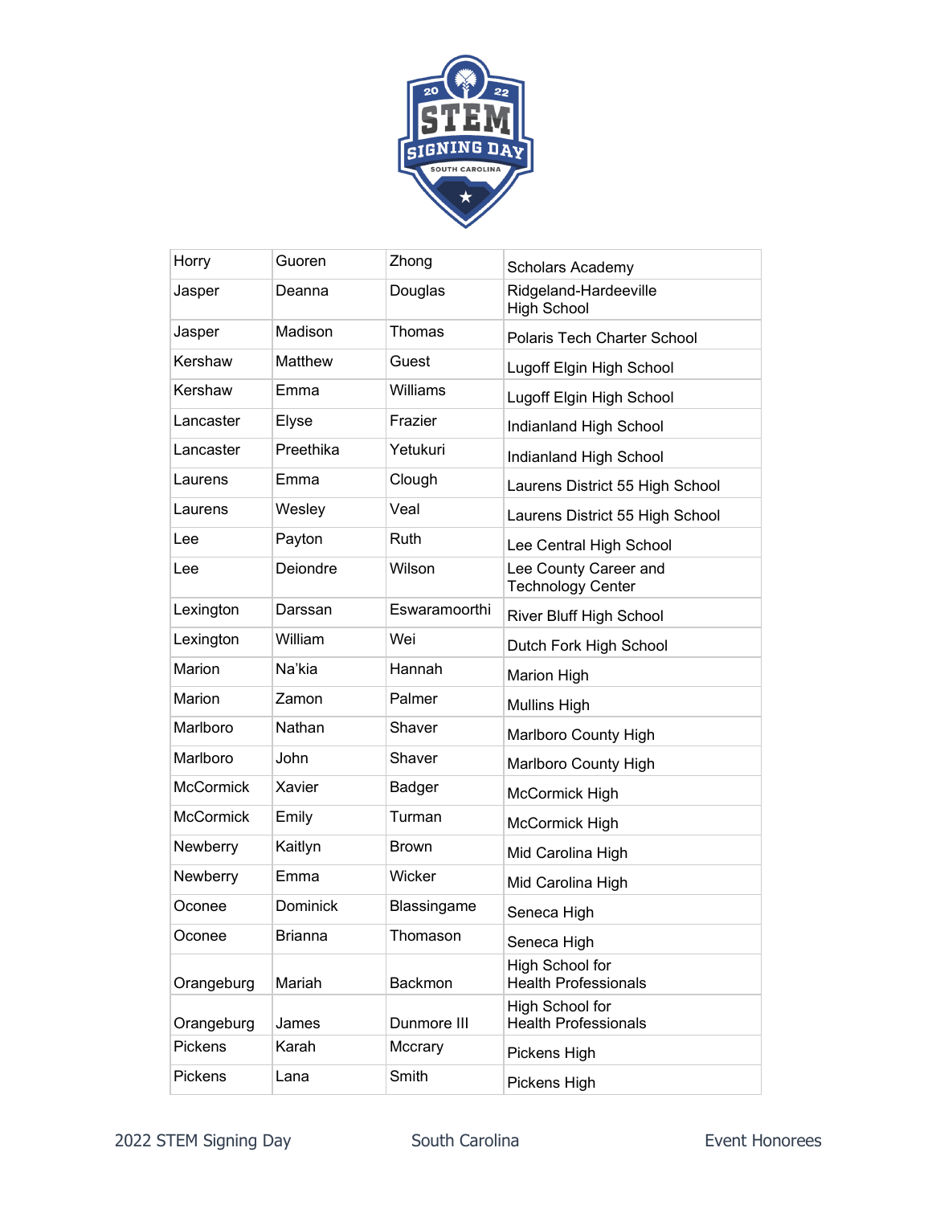| | | | |
|---|---|---|---|
| Horry | Guoren | Zhong | Scholars Academy |
| Jasper | Deanna | Douglas | Ridgeland-Hardeeville High School |
| Jasper | Madison | Thomas | Polaris Tech Charter School |
| Kershaw | Matthew | Guest | Lugoff Elgin High School |
| Kershaw | Emma | Williams | Lugoff Elgin High School |
| Lancaster | Elyse | Frazier | Indianland High School |
| Lancaster | Preethika | Yetukuri | Indianland High School |
| Laurens | Emma | Clough | Laurens District 55 High School |
| Laurens | Wesley | Veal | Laurens District 55 High School |
| Lee | Payton | Ruth | Lee Central High School |
| Lee | Deiondre | Wilson | Lee County Career and Technology Center |
| Lexington | Darssan | Eswaramoorthi | River Bluff High School |
| Lexington | William | Wei | Dutch Fork High School |
| Marion | Na'kia | Hannah | Marion High |
| Marion | Zamon | Palmer | Mullins High |
| Marlboro | Nathan | Shaver | Marlboro County High |
| Marlboro | John | Shaver | Marlboro County High |
| McCormick | Xavier | Badger | McCormick High |
| McCormick | Emily | Turman | McCormick High |
| Newberry | Kaitlyn | Brown | Mid Carolina High |
| Newberry | Emma | Wicker | Mid Carolina High |
| Oconee | Dominick | Blassingame | Seneca High |
| Oconee | Brianna | Thomason | Seneca High |
| Orangeburg | Mariah | Backmon | High School for Health Professionals |
| Orangeburg | James | Dunmore III | High School for Health Professionals |
| Pickens | Karah | Mccrary | Pickens High |
| Pickens | Lana | Smith | Pickens High |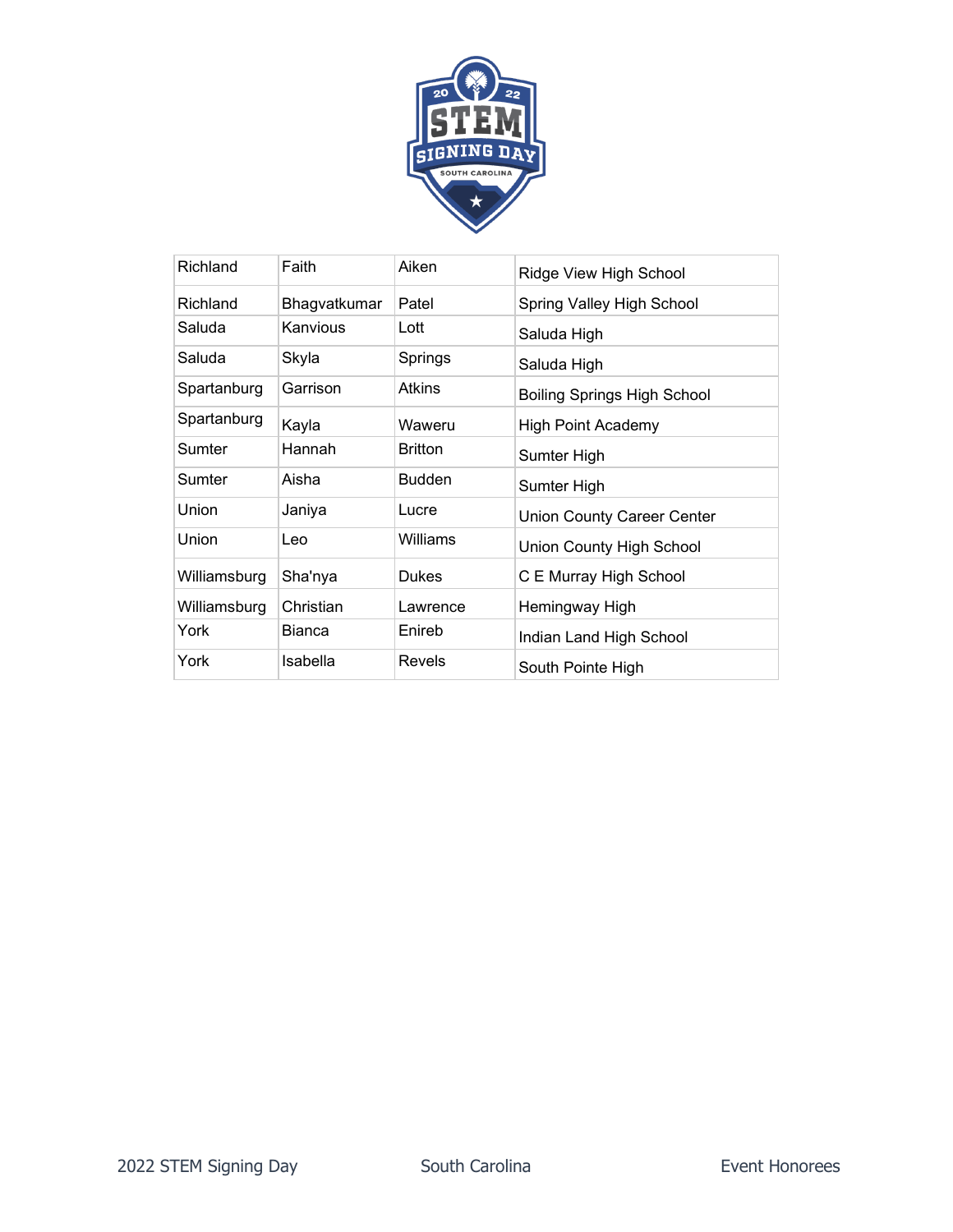| | | | |
|---|---|---|---|
| Richland | Faith | Aiken | Ridge View High School |
| Richland | Bhagvatkumar | Patel | Spring Valley High School |
| Saluda | Kanvious | Lott | Saluda High |
| Saluda | Skyla | Springs | Saluda High |
| Spartanburg | Garrison | Atkins | Boiling Springs High School |
| Spartanburg | Kayla | Waweru | High Point Academy |
| Sumter | Hannah | Britton | Sumter High |
| Sumter | Aisha | Budden | Sumter High |
| Union | Janiya | Lucre | Union County Career Center |
| Union | Leo | Williams | Union County High School |
| Williamsburg | Sha'nya | Dukes | C E Murray High School |
| Williamsburg | Christian | Lawrence | Hemingway High |
| York | Bianca | Enireb | Indian Land High School |
| York | Isabella | Revels | South Pointe High |